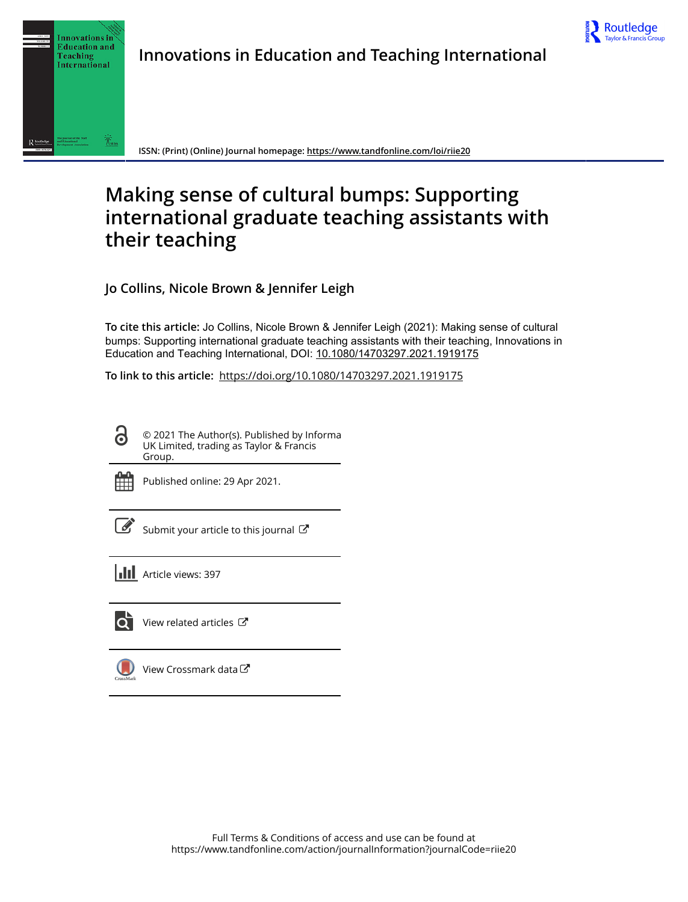Innovations in Education and Teaching International

ISSN: (Print) (Online) Journal homepage: https://www.tandfonline.com/loi/riie20

# Making sense of cultural bumps: Supporting international graduate teaching assistants with their teaching

**Jo Collins, Nicole Brown & Jennifer Leigh**

**To cite this article:** Jo Collins, Nicole Brown & Jennifer Leigh (2021): Making sense of cultural bumps: Supporting international graduate teaching assistants with their teaching, Innovations in Education and Teaching International, DOI: 10.1080/14703297.2021.1919175

**To link to this article:** https://doi.org/10.1080/14703297.2021.1919175

© 2021 The Author(s). Published by Informa UK Limited, trading as Taylor & Francis Group.

Published online: 29 Apr 2021.

Submit your article to this journal

Article views: 397

View related articles

View Crossmark data

Full Terms & Conditions of access and use can be found at https://www.tandfonline.com/action/journalInformation?journalCode=riie20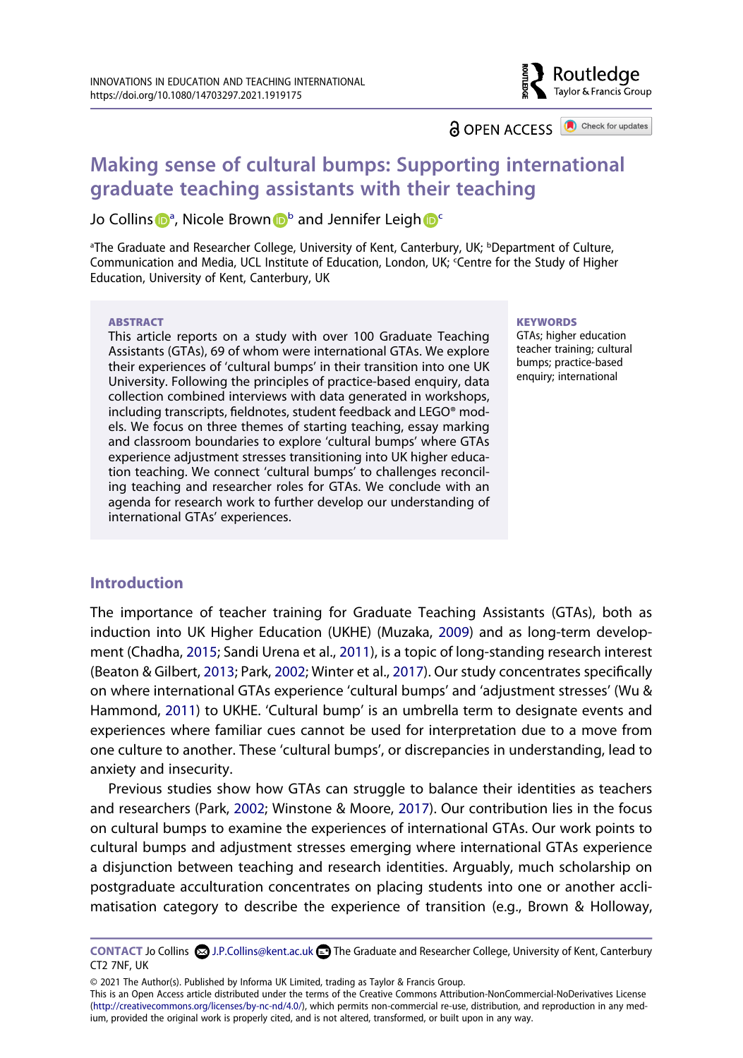# Making sense of cultural bumps: Supporting international graduate teaching assistants with their teaching

Jo Collins[a], Nicole Brown[b] and Jennifer Leigh[c]

[a]The Graduate and Researcher College, University of Kent, Canterbury, UK; [b]Department of Culture, Communication and Media, UCL Institute of Education, London, UK; [c]Centre for the Study of Higher Education, University of Kent, Canterbury, UK

## ABSTRACT

This article reports on a study with over 100 Graduate Teaching Assistants (GTAs), 69 of whom were international GTAs. We explore their experiences of 'cultural bumps' in their transition into one UK University. Following the principles of practice-based enquiry, data collection combined interviews with data generated in workshops, including transcripts, fieldnotes, student feedback and LEGO® models. We focus on three themes of starting teaching, essay marking and classroom boundaries to explore 'cultural bumps' where GTAs experience adjustment stresses transitioning into UK higher education teaching. We connect 'cultural bumps' to challenges reconciling teaching and researcher roles for GTAs. We conclude with an agenda for research work to further develop our understanding of international GTAs' experiences.

## KEYWORDS

GTAs; higher education teacher training; cultural bumps; practice-based enquiry; international

## Introduction

The importance of teacher training for Graduate Teaching Assistants (GTAs), both as induction into UK Higher Education (UKHE) (Muzaka, 2009) and as long-term development (Chadha, 2015; Sandi Urena et al., 2011), is a topic of long-standing research interest (Beaton & Gilbert, 2013; Park, 2002; Winter et al., 2017). Our study concentrates specifically on where international GTAs experience 'cultural bumps' and 'adjustment stresses' (Wu & Hammond, 2011) to UKHE. 'Cultural bump' is an umbrella term to designate events and experiences where familiar cues cannot be used for interpretation due to a move from one culture to another. These 'cultural bumps', or discrepancies in understanding, lead to anxiety and insecurity.

Previous studies show how GTAs can struggle to balance their identities as teachers and researchers (Park, 2002; Winstone & Moore, 2017). Our contribution lies in the focus on cultural bumps to examine the experiences of international GTAs. Our work points to cultural bumps and adjustment stresses emerging where international GTAs experience a disjunction between teaching and research identities. Arguably, much scholarship on postgraduate acculturation concentrates on placing students into one or another acclimatisation category to describe the experience of transition (e.g., Brown & Holloway,

**CONTACT** Jo Collins J.P.Collins@kent.ac.uk The Graduate and Researcher College, University of Kent, Canterbury CT2 7NF, UK

© 2021 The Author(s). Published by Informa UK Limited, trading as Taylor & Francis Group.
This is an Open Access article distributed under the terms of the Creative Commons Attribution-NonCommercial-NoDerivatives License (http://creativecommons.org/licenses/by-nc-nd/4.0/), which permits non-commercial re-use, distribution, and reproduction in any medium, provided the original work is properly cited, and is not altered, transformed, or built upon in any way.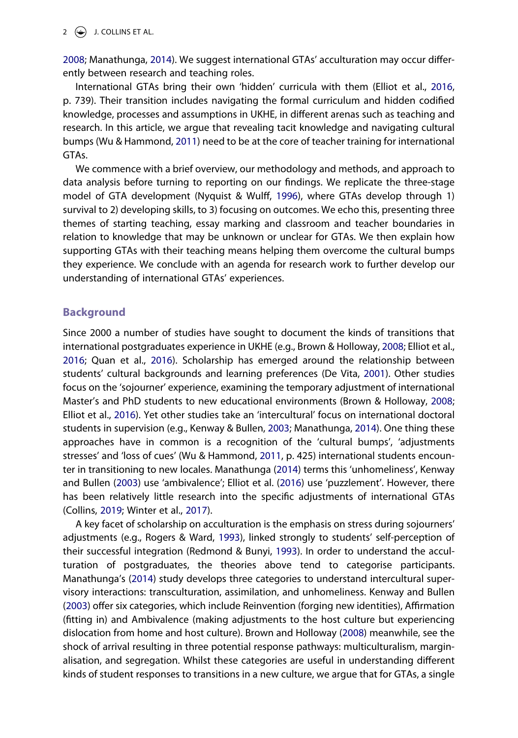2008; Manathunga, 2014). We suggest international GTAs' acculturation may occur differently between research and teaching roles.

International GTAs bring their own 'hidden' curricula with them (Elliot et al., 2016, p. 739). Their transition includes navigating the formal curriculum and hidden codified knowledge, processes and assumptions in UKHE, in different arenas such as teaching and research. In this article, we argue that revealing tacit knowledge and navigating cultural bumps (Wu & Hammond, 2011) need to be at the core of teacher training for international GTAs.

We commence with a brief overview, our methodology and methods, and approach to data analysis before turning to reporting on our findings. We replicate the three-stage model of GTA development (Nyquist & Wulff, 1996), where GTAs develop through 1) survival to 2) developing skills, to 3) focusing on outcomes. We echo this, presenting three themes of starting teaching, essay marking and classroom and teacher boundaries in relation to knowledge that may be unknown or unclear for GTAs. We then explain how supporting GTAs with their teaching means helping them overcome the cultural bumps they experience. We conclude with an agenda for research work to further develop our understanding of international GTAs' experiences.

## Background

Since 2000 a number of studies have sought to document the kinds of transitions that international postgraduates experience in UKHE (e.g., Brown & Holloway, 2008; Elliot et al., 2016; Quan et al., 2016). Scholarship has emerged around the relationship between students' cultural backgrounds and learning preferences (De Vita, 2001). Other studies focus on the 'sojourner' experience, examining the temporary adjustment of international Master's and PhD students to new educational environments (Brown & Holloway, 2008; Elliot et al., 2016). Yet other studies take an 'intercultural' focus on international doctoral students in supervision (e.g., Kenway & Bullen, 2003; Manathunga, 2014). One thing these approaches have in common is a recognition of the 'cultural bumps', 'adjustments stresses' and 'loss of cues' (Wu & Hammond, 2011, p. 425) international students encounter in transitioning to new locales. Manathunga (2014) terms this 'unhomeliness', Kenway and Bullen (2003) use 'ambivalence'; Elliot et al. (2016) use 'puzzlement'. However, there has been relatively little research into the specific adjustments of international GTAs (Collins, 2019; Winter et al., 2017).

A key facet of scholarship on acculturation is the emphasis on stress during sojourners' adjustments (e.g., Rogers & Ward, 1993), linked strongly to students' self-perception of their successful integration (Redmond & Bunyi, 1993). In order to understand the acculturation of postgraduates, the theories above tend to categorise participants. Manathunga's (2014) study develops three categories to understand intercultural supervisory interactions: transculturation, assimilation, and unhomeliness. Kenway and Bullen (2003) offer six categories, which include Reinvention (forging new identities), Affirmation (fitting in) and Ambivalence (making adjustments to the host culture but experiencing dislocation from home and host culture). Brown and Holloway (2008) meanwhile, see the shock of arrival resulting in three potential response pathways: multiculturalism, marginalisation, and segregation. Whilst these categories are useful in understanding different kinds of student responses to transitions in a new culture, we argue that for GTAs, a single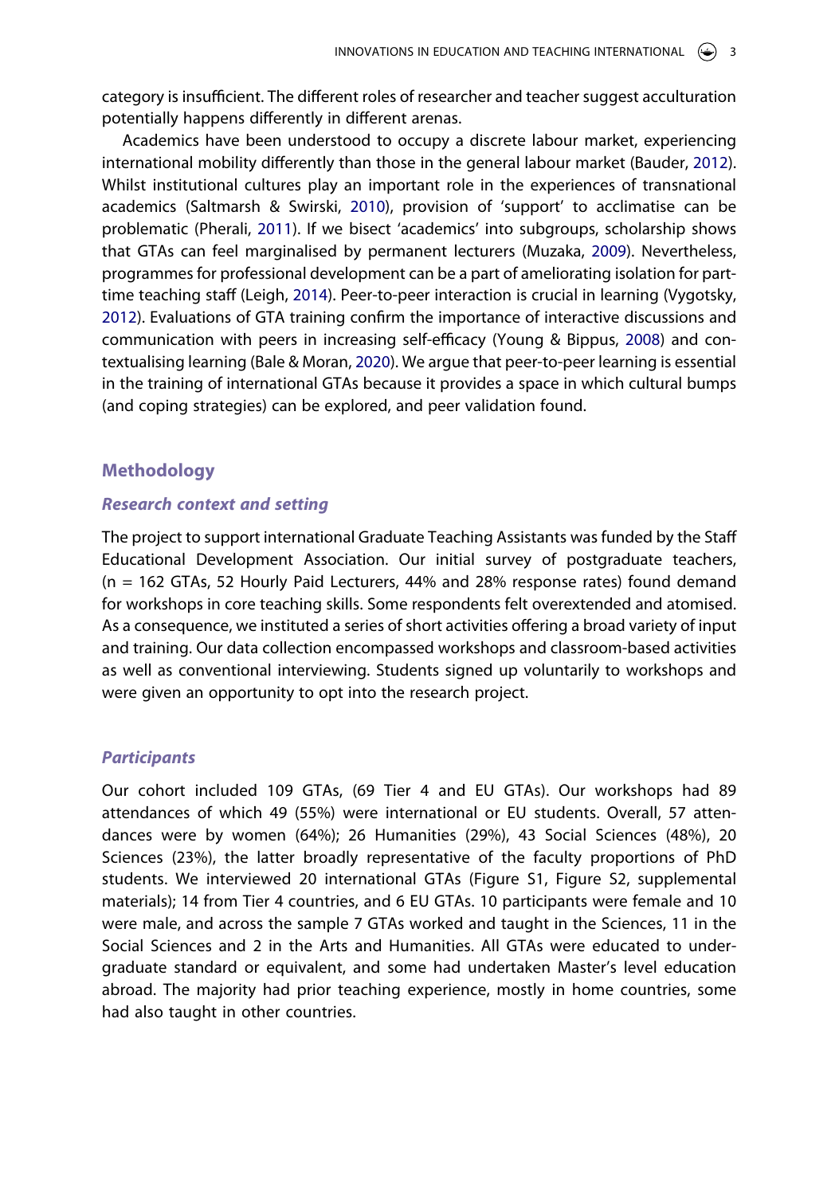category is insufficient. The different roles of researcher and teacher suggest acculturation potentially happens differently in different arenas.

Academics have been understood to occupy a discrete labour market, experiencing international mobility differently than those in the general labour market (Bauder, 2012). Whilst institutional cultures play an important role in the experiences of transnational academics (Saltmarsh & Swirski, 2010), provision of 'support' to acclimatise can be problematic (Pherali, 2011). If we bisect 'academics' into subgroups, scholarship shows that GTAs can feel marginalised by permanent lecturers (Muzaka, 2009). Nevertheless, programmes for professional development can be a part of ameliorating isolation for part-time teaching staff (Leigh, 2014). Peer-to-peer interaction is crucial in learning (Vygotsky, 2012). Evaluations of GTA training confirm the importance of interactive discussions and communication with peers in increasing self-efficacy (Young & Bippus, 2008) and contextualising learning (Bale & Moran, 2020). We argue that peer-to-peer learning is essential in the training of international GTAs because it provides a space in which cultural bumps (and coping strategies) can be explored, and peer validation found.

## Methodology

### *Research context and setting*

The project to support international Graduate Teaching Assistants was funded by the Staff Educational Development Association. Our initial survey of postgraduate teachers, (n = 162 GTAs, 52 Hourly Paid Lecturers, 44% and 28% response rates) found demand for workshops in core teaching skills. Some respondents felt overextended and atomised. As a consequence, we instituted a series of short activities offering a broad variety of input and training. Our data collection encompassed workshops and classroom-based activities as well as conventional interviewing. Students signed up voluntarily to workshops and were given an opportunity to opt into the research project.

### *Participants*

Our cohort included 109 GTAs, (69 Tier 4 and EU GTAs). Our workshops had 89 attendances of which 49 (55%) were international or EU students. Overall, 57 attendances were by women (64%); 26 Humanities (29%), 43 Social Sciences (48%), 20 Sciences (23%), the latter broadly representative of the faculty proportions of PhD students. We interviewed 20 international GTAs (Figure S1, Figure S2, supplemental materials); 14 from Tier 4 countries, and 6 EU GTAs. 10 participants were female and 10 were male, and across the sample 7 GTAs worked and taught in the Sciences, 11 in the Social Sciences and 2 in the Arts and Humanities. All GTAs were educated to undergraduate standard or equivalent, and some had undertaken Master's level education abroad. The majority had prior teaching experience, mostly in home countries, some had also taught in other countries.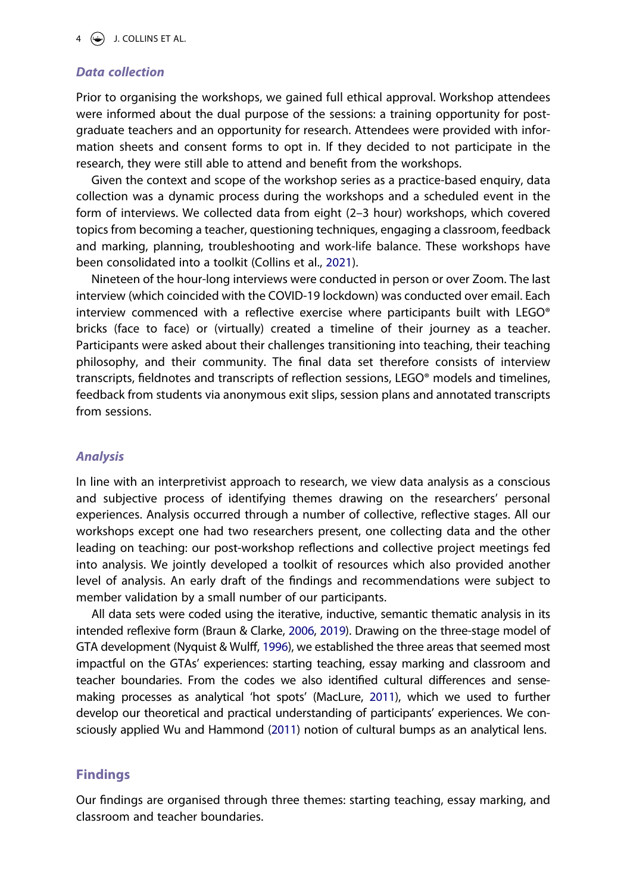### *Data collection*

Prior to organising the workshops, we gained full ethical approval. Workshop attendees were informed about the dual purpose of the sessions: a training opportunity for postgraduate teachers and an opportunity for research. Attendees were provided with information sheets and consent forms to opt in. If they decided to not participate in the research, they were still able to attend and benefit from the workshops.

Given the context and scope of the workshop series as a practice-based enquiry, data collection was a dynamic process during the workshops and a scheduled event in the form of interviews. We collected data from eight (2–3 hour) workshops, which covered topics from becoming a teacher, questioning techniques, engaging a classroom, feedback and marking, planning, troubleshooting and work-life balance. These workshops have been consolidated into a toolkit (Collins et al., 2021).

Nineteen of the hour-long interviews were conducted in person or over Zoom. The last interview (which coincided with the COVID-19 lockdown) was conducted over email. Each interview commenced with a reflective exercise where participants built with LEGO® bricks (face to face) or (virtually) created a timeline of their journey as a teacher. Participants were asked about their challenges transitioning into teaching, their teaching philosophy, and their community. The final data set therefore consists of interview transcripts, fieldnotes and transcripts of reflection sessions, LEGO® models and timelines, feedback from students via anonymous exit slips, session plans and annotated transcripts from sessions.

### *Analysis*

In line with an interpretivist approach to research, we view data analysis as a conscious and subjective process of identifying themes drawing on the researchers' personal experiences. Analysis occurred through a number of collective, reflective stages. All our workshops except one had two researchers present, one collecting data and the other leading on teaching: our post-workshop reflections and collective project meetings fed into analysis. We jointly developed a toolkit of resources which also provided another level of analysis. An early draft of the findings and recommendations were subject to member validation by a small number of our participants.

All data sets were coded using the iterative, inductive, semantic thematic analysis in its intended reflexive form (Braun & Clarke, 2006, 2019). Drawing on the three-stage model of GTA development (Nyquist & Wulff, 1996), we established the three areas that seemed most impactful on the GTAs' experiences: starting teaching, essay marking and classroom and teacher boundaries. From the codes we also identified cultural differences and sense-making processes as analytical 'hot spots' (MacLure, 2011), which we used to further develop our theoretical and practical understanding of participants' experiences. We consciously applied Wu and Hammond (2011) notion of cultural bumps as an analytical lens.

## Findings

Our findings are organised through three themes: starting teaching, essay marking, and classroom and teacher boundaries.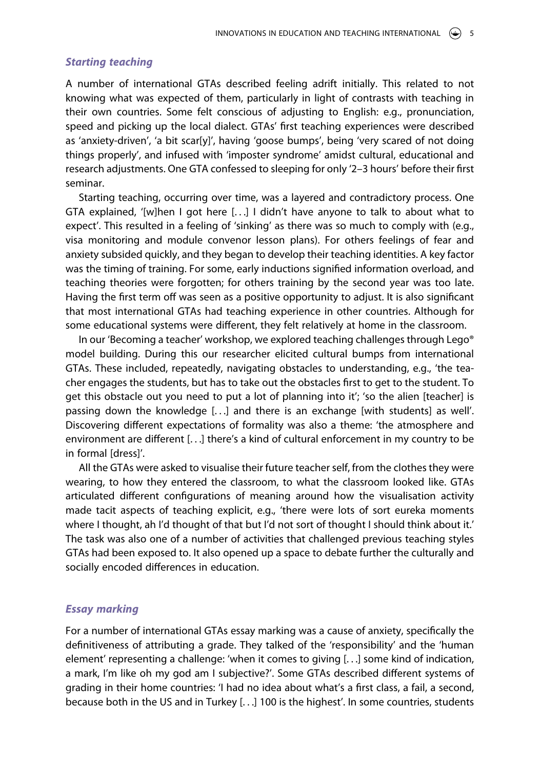### *Starting teaching*

A number of international GTAs described feeling adrift initially. This related to not knowing what was expected of them, particularly in light of contrasts with teaching in their own countries. Some felt conscious of adjusting to English: e.g., pronunciation, speed and picking up the local dialect. GTAs' first teaching experiences were described as 'anxiety-driven', 'a bit scar[y]', having 'goose bumps', being 'very scared of not doing things properly', and infused with 'imposter syndrome' amidst cultural, educational and research adjustments. One GTA confessed to sleeping for only '2–3 hours' before their first seminar.

Starting teaching, occurring over time, was a layered and contradictory process. One GTA explained, '[w]hen I got here [. . .] I didn't have anyone to talk to about what to expect'. This resulted in a feeling of 'sinking' as there was so much to comply with (e.g., visa monitoring and module convenor lesson plans). For others feelings of fear and anxiety subsided quickly, and they began to develop their teaching identities. A key factor was the timing of training. For some, early inductions signified information overload, and teaching theories were forgotten; for others training by the second year was too late. Having the first term off was seen as a positive opportunity to adjust. It is also significant that most international GTAs had teaching experience in other countries. Although for some educational systems were different, they felt relatively at home in the classroom.

In our 'Becoming a teacher' workshop, we explored teaching challenges through Lego® model building. During this our researcher elicited cultural bumps from international GTAs. These included, repeatedly, navigating obstacles to understanding, e.g., 'the teacher engages the students, but has to take out the obstacles first to get to the student. To get this obstacle out you need to put a lot of planning into it'; 'so the alien [teacher] is passing down the knowledge [. . .] and there is an exchange [with students] as well'. Discovering different expectations of formality was also a theme: 'the atmosphere and environment are different [. . .] there's a kind of cultural enforcement in my country to be in formal [dress]'.

All the GTAs were asked to visualise their future teacher self, from the clothes they were wearing, to how they entered the classroom, to what the classroom looked like. GTAs articulated different configurations of meaning around how the visualisation activity made tacit aspects of teaching explicit, e.g., 'there were lots of sort eureka moments where I thought, ah I'd thought of that but I'd not sort of thought I should think about it.' The task was also one of a number of activities that challenged previous teaching styles GTAs had been exposed to. It also opened up a space to debate further the culturally and socially encoded differences in education.

### *Essay marking*

For a number of international GTAs essay marking was a cause of anxiety, specifically the definitiveness of attributing a grade. They talked of the 'responsibility' and the 'human element' representing a challenge: 'when it comes to giving [. . .] some kind of indication, a mark, I'm like oh my god am I subjective?'. Some GTAs described different systems of grading in their home countries: 'I had no idea about what's a first class, a fail, a second, because both in the US and in Turkey [. . .] 100 is the highest'. In some countries, students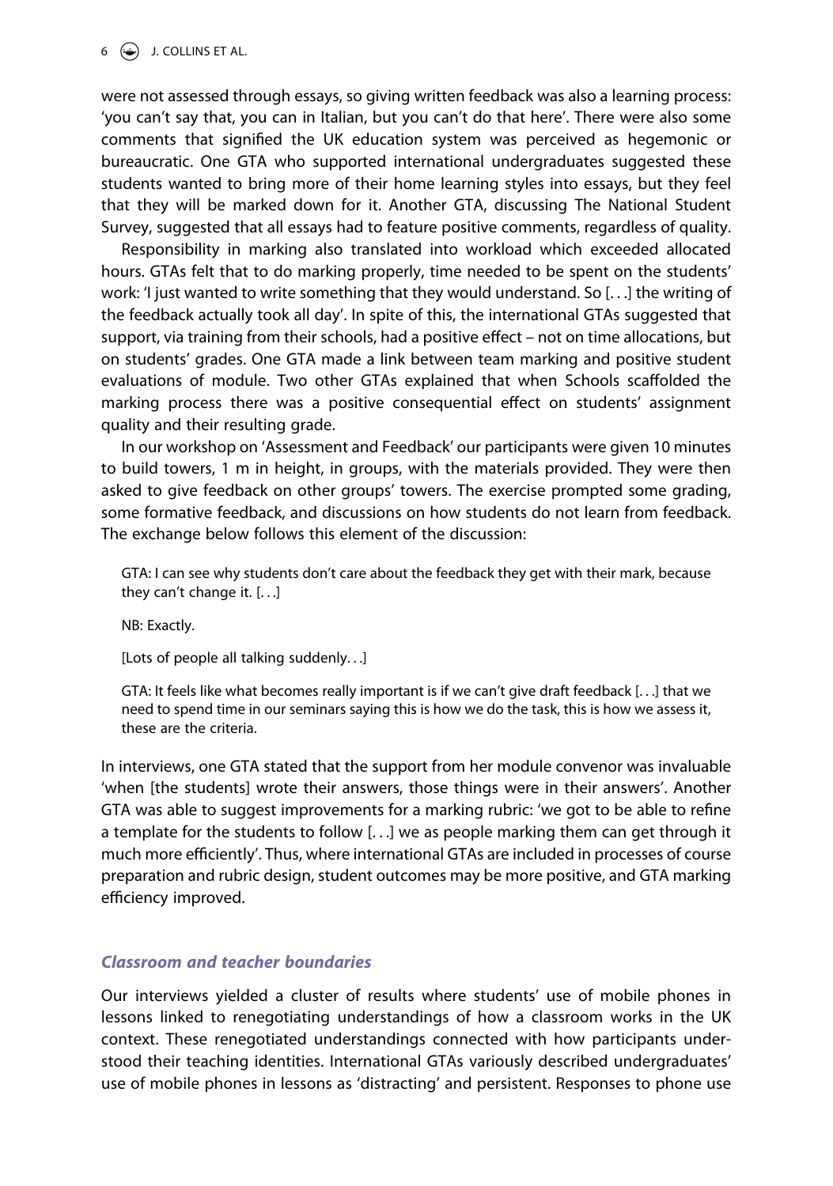were not assessed through essays, so giving written feedback was also a learning process: 'you can't say that, you can in Italian, but you can't do that here'. There were also some comments that signified the UK education system was perceived as hegemonic or bureaucratic. One GTA who supported international undergraduates suggested these students wanted to bring more of their home learning styles into essays, but they feel that they will be marked down for it. Another GTA, discussing The National Student Survey, suggested that all essays had to feature positive comments, regardless of quality.

Responsibility in marking also translated into workload which exceeded allocated hours. GTAs felt that to do marking properly, time needed to be spent on the students' work: 'I just wanted to write something that they would understand. So [. . .] the writing of the feedback actually took all day'. In spite of this, the international GTAs suggested that support, via training from their schools, had a positive effect – not on time allocations, but on students' grades. One GTA made a link between team marking and positive student evaluations of module. Two other GTAs explained that when Schools scaffolded the marking process there was a positive consequential effect on students' assignment quality and their resulting grade.

In our workshop on 'Assessment and Feedback' our participants were given 10 minutes to build towers, 1 m in height, in groups, with the materials provided. They were then asked to give feedback on other groups' towers. The exercise prompted some grading, some formative feedback, and discussions on how students do not learn from feedback. The exchange below follows this element of the discussion:

> GTA: I can see why students don't care about the feedback they get with their mark, because they can't change it. [. . .]
>
> NB: Exactly.
>
> [Lots of people all talking suddenly. . .]
>
> GTA: It feels like what becomes really important is if we can't give draft feedback [. . .] that we need to spend time in our seminars saying this is how we do the task, this is how we assess it, these are the criteria.

In interviews, one GTA stated that the support from her module convenor was invaluable 'when [the students] wrote their answers, those things were in their answers'. Another GTA was able to suggest improvements for a marking rubric: 'we got to be able to refine a template for the students to follow [. . .] we as people marking them can get through it much more efficiently'. Thus, where international GTAs are included in processes of course preparation and rubric design, student outcomes may be more positive, and GTA marking efficiency improved.

### *Classroom and teacher boundaries*

Our interviews yielded a cluster of results where students' use of mobile phones in lessons linked to renegotiating understandings of how a classroom works in the UK context. These renegotiated understandings connected with how participants understood their teaching identities. International GTAs variously described undergraduates' use of mobile phones in lessons as 'distracting' and persistent. Responses to phone use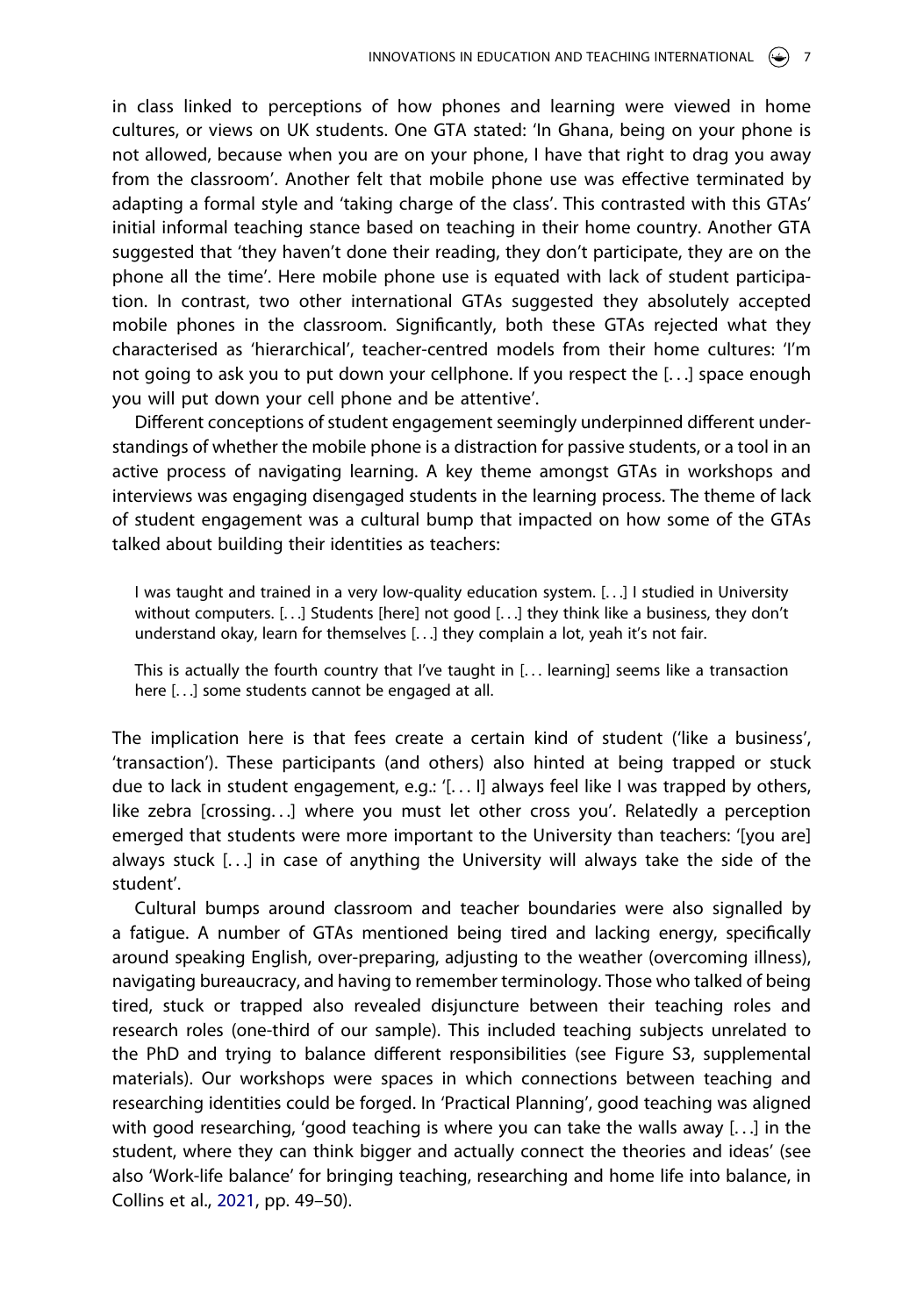in class linked to perceptions of how phones and learning were viewed in home cultures, or views on UK students. One GTA stated: 'In Ghana, being on your phone is not allowed, because when you are on your phone, I have that right to drag you away from the classroom'. Another felt that mobile phone use was effective terminated by adapting a formal style and 'taking charge of the class'. This contrasted with this GTAs' initial informal teaching stance based on teaching in their home country. Another GTA suggested that 'they haven't done their reading, they don't participate, they are on the phone all the time'. Here mobile phone use is equated with lack of student participation. In contrast, two other international GTAs suggested they absolutely accepted mobile phones in the classroom. Significantly, both these GTAs rejected what they characterised as 'hierarchical', teacher-centred models from their home cultures: 'I'm not going to ask you to put down your cellphone. If you respect the [...] space enough you will put down your cell phone and be attentive'.

Different conceptions of student engagement seemingly underpinned different understandings of whether the mobile phone is a distraction for passive students, or a tool in an active process of navigating learning. A key theme amongst GTAs in workshops and interviews was engaging disengaged students in the learning process. The theme of lack of student engagement was a cultural bump that impacted on how some of the GTAs talked about building their identities as teachers:

> I was taught and trained in a very low-quality education system. [...] I studied in University without computers. [...] Students [here] not good [...] they think like a business, they don't understand okay, learn for themselves [...] they complain a lot, yeah it's not fair.

> This is actually the fourth country that I've taught in [... learning] seems like a transaction here [...] some students cannot be engaged at all.

The implication here is that fees create a certain kind of student ('like a business', 'transaction'). These participants (and others) also hinted at being trapped or stuck due to lack in student engagement, e.g.: '[... I] always feel like I was trapped by others, like zebra [crossing...] where you must let other cross you'. Relatedly a perception emerged that students were more important to the University than teachers: '[you are] always stuck [...] in case of anything the University will always take the side of the student'.

Cultural bumps around classroom and teacher boundaries were also signalled by a fatigue. A number of GTAs mentioned being tired and lacking energy, specifically around speaking English, over-preparing, adjusting to the weather (overcoming illness), navigating bureaucracy, and having to remember terminology. Those who talked of being tired, stuck or trapped also revealed disjuncture between their teaching roles and research roles (one-third of our sample). This included teaching subjects unrelated to the PhD and trying to balance different responsibilities (see Figure S3, supplemental materials). Our workshops were spaces in which connections between teaching and researching identities could be forged. In 'Practical Planning', good teaching was aligned with good researching, 'good teaching is where you can take the walls away [...] in the student, where they can think bigger and actually connect the theories and ideas' (see also 'Work-life balance' for bringing teaching, researching and home life into balance, in Collins et al., 2021, pp. 49–50).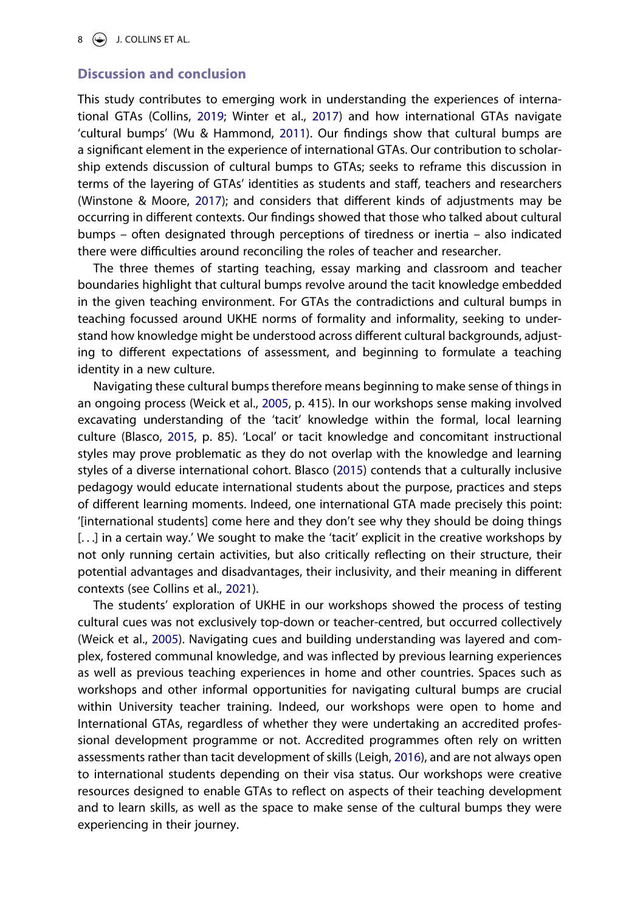## Discussion and conclusion

This study contributes to emerging work in understanding the experiences of international GTAs (Collins, 2019; Winter et al., 2017) and how international GTAs navigate 'cultural bumps' (Wu & Hammond, 2011). Our findings show that cultural bumps are a significant element in the experience of international GTAs. Our contribution to scholarship extends discussion of cultural bumps to GTAs; seeks to reframe this discussion in terms of the layering of GTAs' identities as students and staff, teachers and researchers (Winstone & Moore, 2017); and considers that different kinds of adjustments may be occurring in different contexts. Our findings showed that those who talked about cultural bumps – often designated through perceptions of tiredness or inertia – also indicated there were difficulties around reconciling the roles of teacher and researcher.

The three themes of starting teaching, essay marking and classroom and teacher boundaries highlight that cultural bumps revolve around the tacit knowledge embedded in the given teaching environment. For GTAs the contradictions and cultural bumps in teaching focussed around UKHE norms of formality and informality, seeking to understand how knowledge might be understood across different cultural backgrounds, adjusting to different expectations of assessment, and beginning to formulate a teaching identity in a new culture.

Navigating these cultural bumps therefore means beginning to make sense of things in an ongoing process (Weick et al., 2005, p. 415). In our workshops sense making involved excavating understanding of the 'tacit' knowledge within the formal, local learning culture (Blasco, 2015, p. 85). 'Local' or tacit knowledge and concomitant instructional styles may prove problematic as they do not overlap with the knowledge and learning styles of a diverse international cohort. Blasco (2015) contends that a culturally inclusive pedagogy would educate international students about the purpose, practices and steps of different learning moments. Indeed, one international GTA made precisely this point: '[international students] come here and they don't see why they should be doing things [. . .] in a certain way.' We sought to make the 'tacit' explicit in the creative workshops by not only running certain activities, but also critically reflecting on their structure, their potential advantages and disadvantages, their inclusivity, and their meaning in different contexts (see Collins et al., 2021).

The students' exploration of UKHE in our workshops showed the process of testing cultural cues was not exclusively top-down or teacher-centred, but occurred collectively (Weick et al., 2005). Navigating cues and building understanding was layered and complex, fostered communal knowledge, and was inflected by previous learning experiences as well as previous teaching experiences in home and other countries. Spaces such as workshops and other informal opportunities for navigating cultural bumps are crucial within University teacher training. Indeed, our workshops were open to home and International GTAs, regardless of whether they were undertaking an accredited professional development programme or not. Accredited programmes often rely on written assessments rather than tacit development of skills (Leigh, 2016), and are not always open to international students depending on their visa status. Our workshops were creative resources designed to enable GTAs to reflect on aspects of their teaching development and to learn skills, as well as the space to make sense of the cultural bumps they were experiencing in their journey.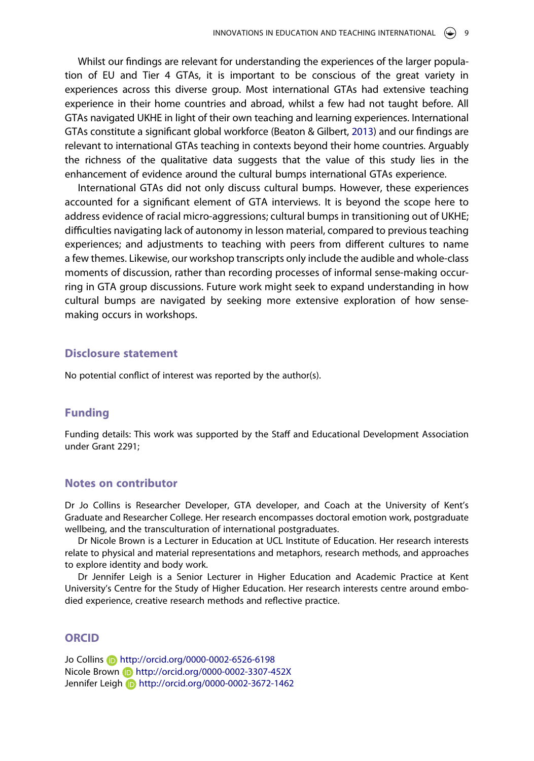Whilst our findings are relevant for understanding the experiences of the larger population of EU and Tier 4 GTAs, it is important to be conscious of the great variety in experiences across this diverse group. Most international GTAs had extensive teaching experience in their home countries and abroad, whilst a few had not taught before. All GTAs navigated UKHE in light of their own teaching and learning experiences. International GTAs constitute a significant global workforce (Beaton & Gilbert, 2013) and our findings are relevant to international GTAs teaching in contexts beyond their home countries. Arguably the richness of the qualitative data suggests that the value of this study lies in the enhancement of evidence around the cultural bumps international GTAs experience.

International GTAs did not only discuss cultural bumps. However, these experiences accounted for a significant element of GTA interviews. It is beyond the scope here to address evidence of racial micro-aggressions; cultural bumps in transitioning out of UKHE; difficulties navigating lack of autonomy in lesson material, compared to previous teaching experiences; and adjustments to teaching with peers from different cultures to name a few themes. Likewise, our workshop transcripts only include the audible and whole-class moments of discussion, rather than recording processes of informal sense-making occurring in GTA group discussions. Future work might seek to expand understanding in how cultural bumps are navigated by seeking more extensive exploration of how sense-making occurs in workshops.

## Disclosure statement

No potential conflict of interest was reported by the author(s).

## Funding

Funding details: This work was supported by the Staff and Educational Development Association under Grant 2291;

## Notes on contributor

Dr Jo Collins is Researcher Developer, GTA developer, and Coach at the University of Kent's Graduate and Researcher College. Her research encompasses doctoral emotion work, postgraduate wellbeing, and the transculturation of international postgraduates.

Dr Nicole Brown is a Lecturer in Education at UCL Institute of Education. Her research interests relate to physical and material representations and metaphors, research methods, and approaches to explore identity and body work.

Dr Jennifer Leigh is a Senior Lecturer in Higher Education and Academic Practice at Kent University's Centre for the Study of Higher Education. Her research interests centre around embodied experience, creative research methods and reflective practice.

## ORCID

Jo Collins http://orcid.org/0000-0002-6526-6198
Nicole Brown http://orcid.org/0000-0002-3307-452X
Jennifer Leigh http://orcid.org/0000-0002-3672-1462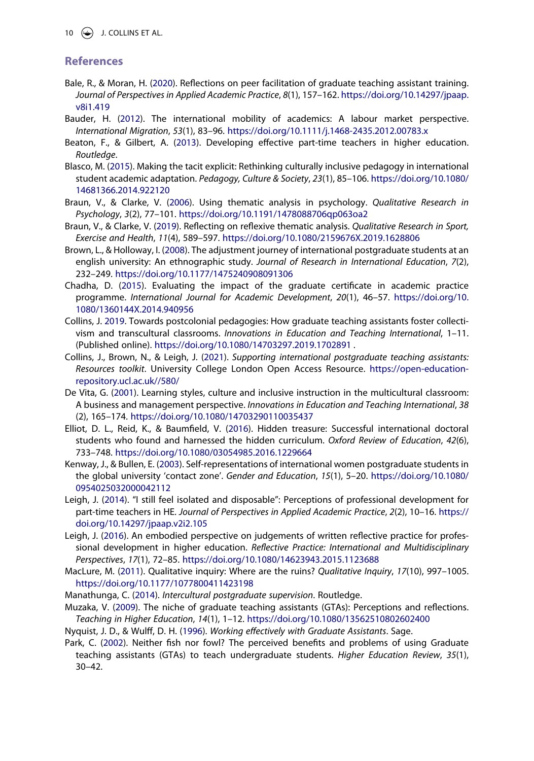## References

Bale, R., & Moran, H. (2020). Reflections on peer facilitation of graduate teaching assistant training. *Journal of Perspectives in Applied Academic Practice*, *8*(1), 157–162. https://doi.org/10.14297/jpaap.v8i1.419

Bauder, H. (2012). The international mobility of academics: A labour market perspective. *International Migration*, *53*(1), 83–96. https://doi.org/10.1111/j.1468-2435.2012.00783.x

Beaton, F., & Gilbert, A. (2013). Developing effective part-time teachers in higher education. *Routledge*.

Blasco, M. (2015). Making the tacit explicit: Rethinking culturally inclusive pedagogy in international student academic adaptation. *Pedagogy, Culture & Society*, *23*(1), 85–106. https://doi.org/10.1080/14681366.2014.922120

Braun, V., & Clarke, V. (2006). Using thematic analysis in psychology. *Qualitative Research in Psychology*, *3*(2), 77–101. https://doi.org/10.1191/1478088706qp063oa2

Braun, V., & Clarke, V. (2019). Reflecting on reflexive thematic analysis. *Qualitative Research in Sport, Exercise and Health*, *11*(4), 589–597. https://doi.org/10.1080/2159676X.2019.1628806

Brown, L., & Holloway, I. (2008). The adjustment journey of international postgraduate students at an english university: An ethnographic study. *Journal of Research in International Education*, *7*(2), 232–249. https://doi.org/10.1177/1475240908091306

Chadha, D. (2015). Evaluating the impact of the graduate certificate in academic practice programme. *International Journal for Academic Development*, *20*(1), 46–57. https://doi.org/10.1080/1360144X.2014.940956

Collins, J. 2019. Towards postcolonial pedagogies: How graduate teaching assistants foster collectivism and transcultural classrooms. *Innovations in Education and Teaching International*, 1–11. (Published online). https://doi.org/10.1080/14703297.2019.1702891 .

Collins, J., Brown, N., & Leigh, J. (2021). *Supporting international postgraduate teaching assistants: Resources toolkit*. University College London Open Access Resource. https://open-education-repository.ucl.ac.uk//580/

De Vita, G. (2001). Learning styles, culture and inclusive instruction in the multicultural classroom: A business and management perspective. *Innovations in Education and Teaching International*, *38* (2), 165–174. https://doi.org/10.1080/14703290110035437

Elliot, D. L., Reid, K., & Baumfield, V. (2016). Hidden treasure: Successful international doctoral students who found and harnessed the hidden curriculum. *Oxford Review of Education*, *42*(6), 733–748. https://doi.org/10.1080/03054985.2016.1229664

Kenway, J., & Bullen, E. (2003). Self-representations of international women postgraduate students in the global university 'contact zone'. *Gender and Education*, *15*(1), 5–20. https://doi.org/10.1080/0954025032000042112

Leigh, J. (2014). "I still feel isolated and disposable": Perceptions of professional development for part-time teachers in HE. *Journal of Perspectives in Applied Academic Practice*, *2*(2), 10–16. https://doi.org/10.14297/jpaap.v2i2.105

Leigh, J. (2016). An embodied perspective on judgements of written reflective practice for professional development in higher education. *Reflective Practice: International and Multidisciplinary Perspectives*, *17*(1), 72–85. https://doi.org/10.1080/14623943.2015.1123688

MacLure, M. (2011). Qualitative inquiry: Where are the ruins? *Qualitative Inquiry*, *17*(10), 997–1005. https://doi.org/10.1177/1077800411423198

Manathunga, C. (2014). *Intercultural postgraduate supervision*. Routledge.

Muzaka, V. (2009). The niche of graduate teaching assistants (GTAs): Perceptions and reflections. *Teaching in Higher Education*, *14*(1), 1–12. https://doi.org/10.1080/13562510802602400

Nyquist, J. D., & Wulff, D. H. (1996). *Working effectively with Graduate Assistants*. Sage.

Park, C. (2002). Neither fish nor fowl? The perceived benefits and problems of using Graduate teaching assistants (GTAs) to teach undergraduate students. *Higher Education Review*, *35*(1), 30–42.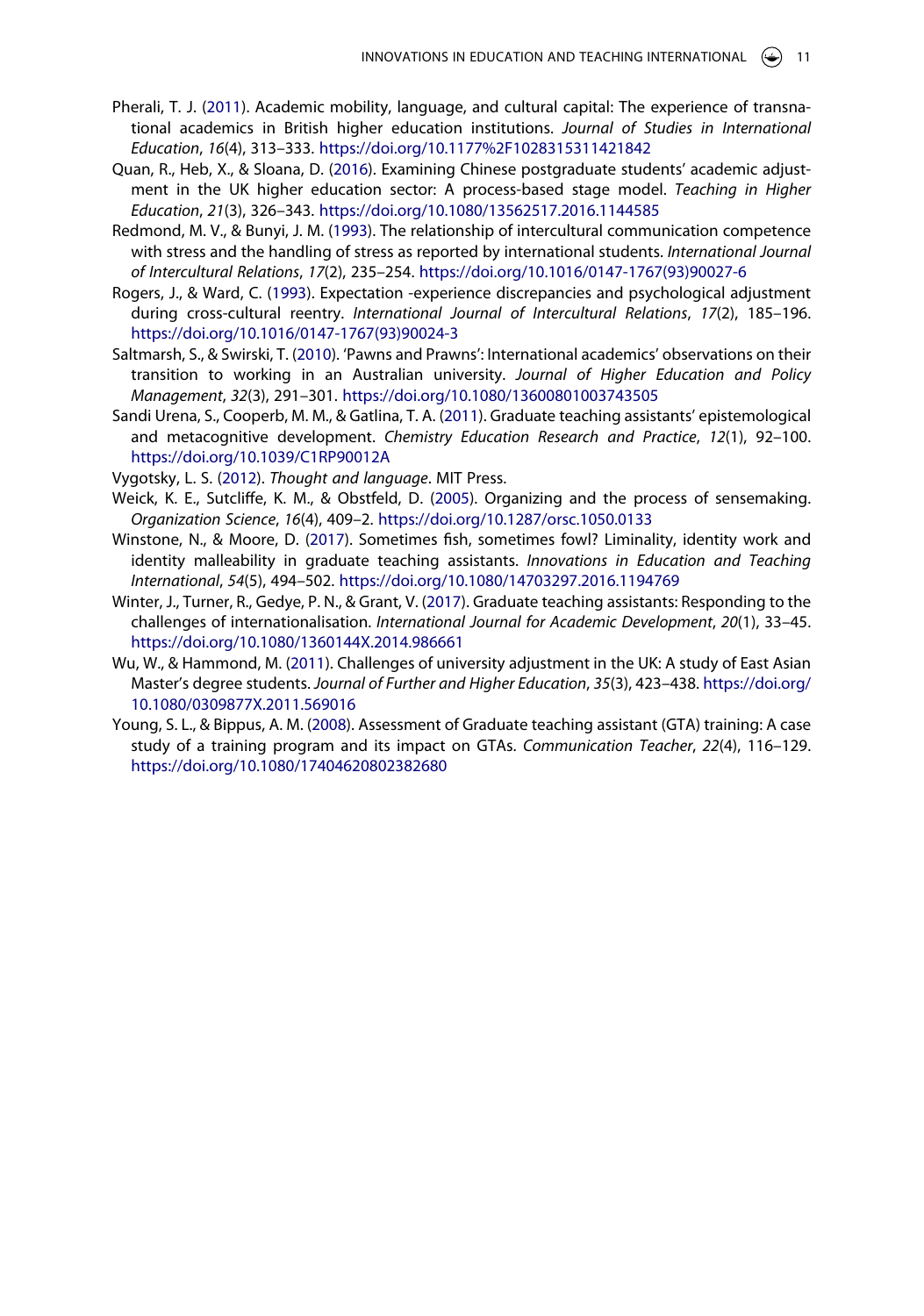Pherali, T. J. (2011). Academic mobility, language, and cultural capital: The experience of transnational academics in British higher education institutions. *Journal of Studies in International Education*, *16*(4), 313–333. https://doi.org/10.1177%2F1028315311421842

Quan, R., Heb, X., & Sloana, D. (2016). Examining Chinese postgraduate students' academic adjustment in the UK higher education sector: A process-based stage model. *Teaching in Higher Education*, *21*(3), 326–343. https://doi.org/10.1080/13562517.2016.1144585

Redmond, M. V., & Bunyi, J. M. (1993). The relationship of intercultural communication competence with stress and the handling of stress as reported by international students. *International Journal of Intercultural Relations*, *17*(2), 235–254. https://doi.org/10.1016/0147-1767(93)90027-6

Rogers, J., & Ward, C. (1993). Expectation -experience discrepancies and psychological adjustment during cross-cultural reentry. *International Journal of Intercultural Relations*, *17*(2), 185–196. https://doi.org/10.1016/0147-1767(93)90024-3

Saltmarsh, S., & Swirski, T. (2010). 'Pawns and Prawns': International academics' observations on their transition to working in an Australian university. *Journal of Higher Education and Policy Management*, *32*(3), 291–301. https://doi.org/10.1080/13600801003743505

Sandi Urena, S., Cooperb, M. M., & Gatlina, T. A. (2011). Graduate teaching assistants' epistemological and metacognitive development. *Chemistry Education Research and Practice*, *12*(1), 92–100. https://doi.org/10.1039/C1RP90012A

Vygotsky, L. S. (2012). *Thought and language*. MIT Press.

Weick, K. E., Sutcliffe, K. M., & Obstfeld, D. (2005). Organizing and the process of sensemaking. *Organization Science*, *16*(4), 409–2. https://doi.org/10.1287/orsc.1050.0133

Winstone, N., & Moore, D. (2017). Sometimes fish, sometimes fowl? Liminality, identity work and identity malleability in graduate teaching assistants. *Innovations in Education and Teaching International*, *54*(5), 494–502. https://doi.org/10.1080/14703297.2016.1194769

Winter, J., Turner, R., Gedye, P. N., & Grant, V. (2017). Graduate teaching assistants: Responding to the challenges of internationalisation. *International Journal for Academic Development*, *20*(1), 33–45. https://doi.org/10.1080/1360144X.2014.986661

Wu, W., & Hammond, M. (2011). Challenges of university adjustment in the UK: A study of East Asian Master's degree students. *Journal of Further and Higher Education*, *35*(3), 423–438. https://doi.org/10.1080/0309877X.2011.569016

Young, S. L., & Bippus, A. M. (2008). Assessment of Graduate teaching assistant (GTA) training: A case study of a training program and its impact on GTAs. *Communication Teacher*, *22*(4), 116–129. https://doi.org/10.1080/17404620802382680